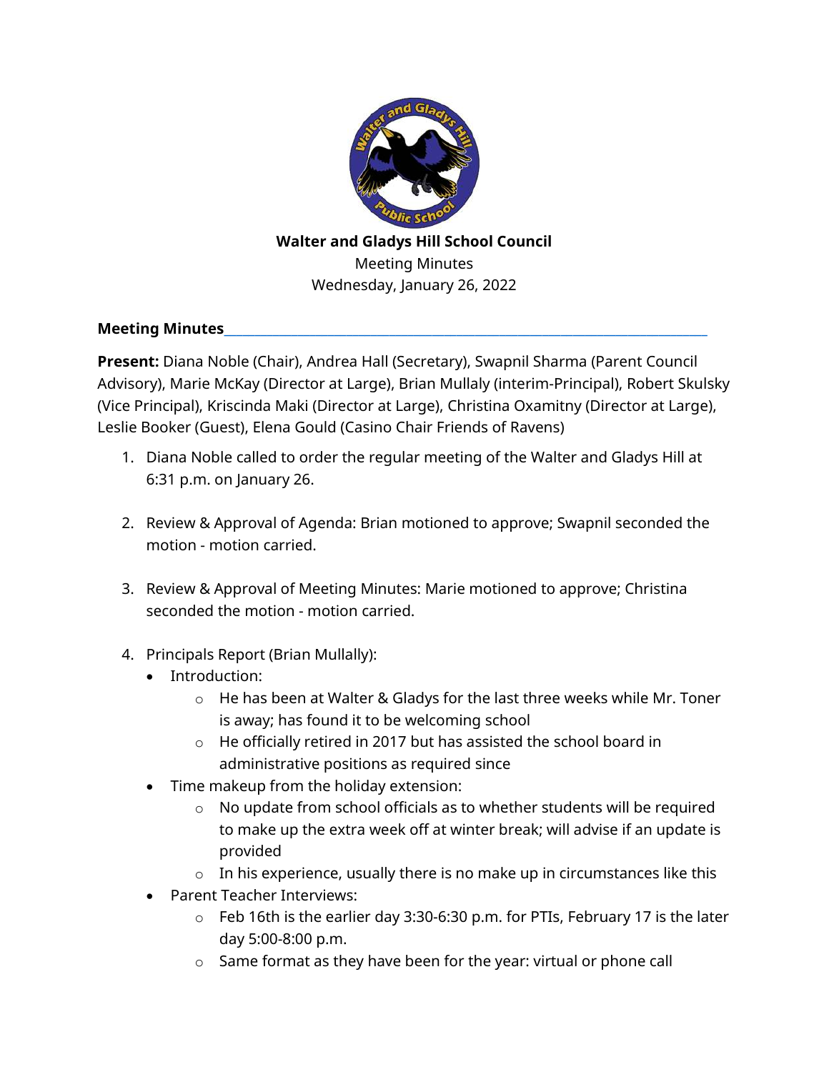**Walter and Gladys Hill School Council**

Meeting Minutes

Wednesday, January 26, 2022

## Meeting Minutes

**Present:** Diana Noble (Chair), Andrea Hall (Secretary), Swapnil Sharma (Parent Council Advisory), Marie McKay (Director at Large), Brian Mullaly (interim-Principal), Robert Skulsky (Vice Principal), Kriscinda Maki (Director at Large), Christina Oxamitny (Director at Large), Leslie Booker (Guest), Elena Gould (Casino Chair Friends of Ravens)

1. Diana Noble called to order the regular meeting of the Walter and Gladys Hill at 6:31 p.m. on January 26.

2. Review & Approval of Agenda: Brian motioned to approve; Swapnil seconded the motion - motion carried.

3. Review & Approval of Meeting Minutes: Marie motioned to approve; Christina seconded the motion - motion carried.

4. Principals Report (Brian Mullally):
   - Introduction:
     - He has been at Walter & Gladys for the last three weeks while Mr. Toner is away; has found it to be welcoming school
     - He officially retired in 2017 but has assisted the school board in administrative positions as required since
   - Time makeup from the holiday extension:
     - No update from school officials as to whether students will be required to make up the extra week off at winter break; will advise if an update is provided
     - In his experience, usually there is no make up in circumstances like this
   - Parent Teacher Interviews:
     - Feb 16th is the earlier day 3:30-6:30 p.m. for PTIs, February 17 is the later day 5:00-8:00 p.m.
     - Same format as they have been for the year: virtual or phone call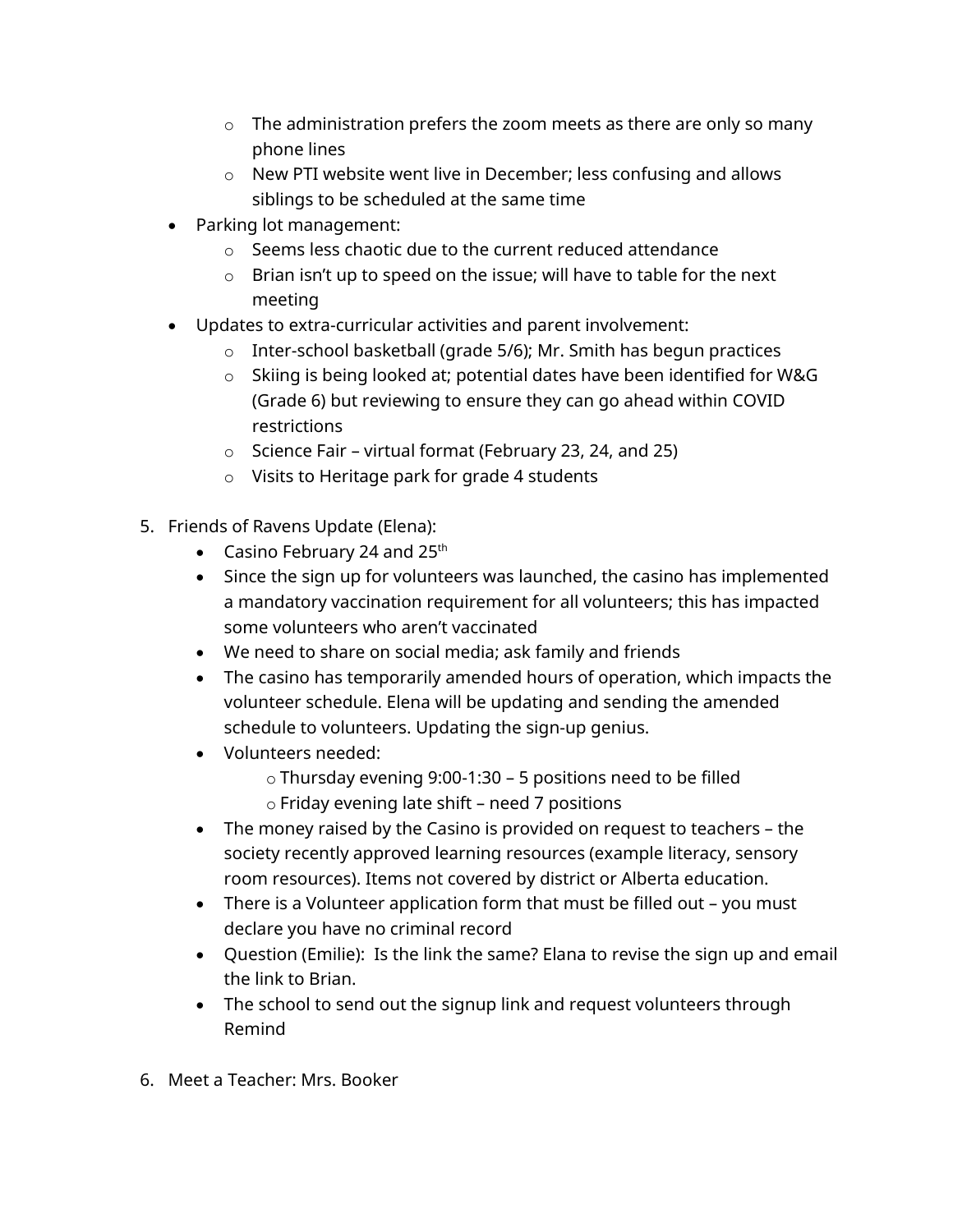- The administration prefers the zoom meets as there are only so many phone lines
    - New PTI website went live in December; less confusing and allows siblings to be scheduled at the same time
  - Parking lot management:
    - Seems less chaotic due to the current reduced attendance
    - Brian isn't up to speed on the issue; will have to table for the next meeting
  - Updates to extra-curricular activities and parent involvement:
    - Inter-school basketball (grade 5/6); Mr. Smith has begun practices
    - Skiing is being looked at; potential dates have been identified for W&G (Grade 6) but reviewing to ensure they can go ahead within COVID restrictions
    - Science Fair – virtual format (February 23, 24, and 25)
    - Visits to Heritage park for grade 4 students

5. Friends of Ravens Update (Elena):
   - Casino February 24 and 25th
   - Since the sign up for volunteers was launched, the casino has implemented a mandatory vaccination requirement for all volunteers; this has impacted some volunteers who aren't vaccinated
   - We need to share on social media; ask family and friends
   - The casino has temporarily amended hours of operation, which impacts the volunteer schedule. Elena will be updating and sending the amended schedule to volunteers. Updating the sign-up genius.
   - Volunteers needed:
     - Thursday evening 9:00-1:30 – 5 positions need to be filled
     - Friday evening late shift – need 7 positions
   - The money raised by the Casino is provided on request to teachers – the society recently approved learning resources (example literacy, sensory room resources). Items not covered by district or Alberta education.
   - There is a Volunteer application form that must be filled out – you must declare you have no criminal record
   - Question (Emilie): Is the link the same? Elana to revise the sign up and email the link to Brian.
   - The school to send out the signup link and request volunteers through Remind

6. Meet a Teacher: Mrs. Booker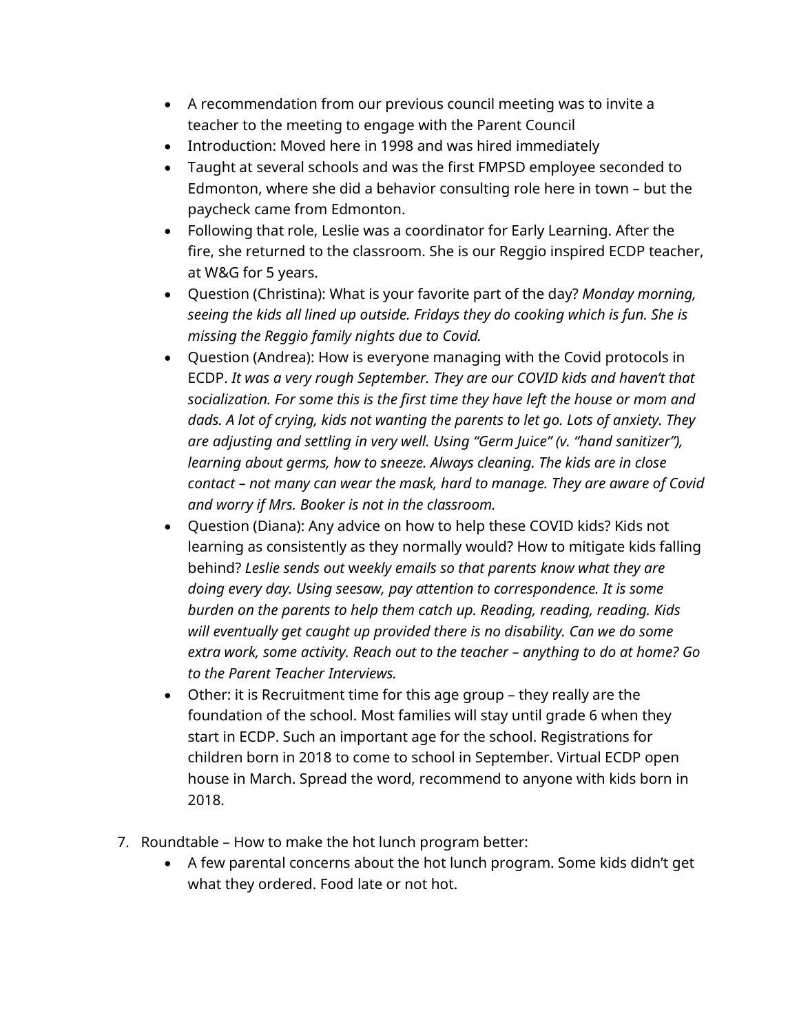- A recommendation from our previous council meeting was to invite a teacher to the meeting to engage with the Parent Council
- Introduction: Moved here in 1998 and was hired immediately
- Taught at several schools and was the first FMPSD employee seconded to Edmonton, where she did a behavior consulting role here in town – but the paycheck came from Edmonton.
- Following that role, Leslie was a coordinator for Early Learning. After the fire, she returned to the classroom. She is our Reggio inspired ECDP teacher, at W&G for 5 years.
- Question (Christina): What is your favorite part of the day? *Monday morning, seeing the kids all lined up outside. Fridays they do cooking which is fun. She is missing the Reggio family nights due to Covid.*
- Question (Andrea): How is everyone managing with the Covid protocols in ECDP. *It was a very rough September. They are our COVID kids and haven't that socialization. For some this is the first time they have left the house or mom and dads. A lot of crying, kids not wanting the parents to let go. Lots of anxiety. They are adjusting and settling in very well. Using "Germ Juice" (v. "hand sanitizer"), learning about germs, how to sneeze. Always cleaning. The kids are in close contact – not many can wear the mask, hard to manage. They are aware of Covid and worry if Mrs. Booker is not in the classroom.*
- Question (Diana): Any advice on how to help these COVID kids? Kids not learning as consistently as they normally would? How to mitigate kids falling behind? *Leslie sends out weekly emails so that parents know what they are doing every day. Using seesaw, pay attention to correspondence. It is some burden on the parents to help them catch up. Reading, reading, reading. Kids will eventually get caught up provided there is no disability. Can we do some extra work, some activity. Reach out to the teacher – anything to do at home? Go to the Parent Teacher Interviews.*
- Other: it is Recruitment time for this age group – they really are the foundation of the school. Most families will stay until grade 6 when they start in ECDP. Such an important age for the school. Registrations for children born in 2018 to come to school in September. Virtual ECDP open house in March. Spread the word, recommend to anyone with kids born in 2018.

7. Roundtable – How to make the hot lunch program better:
    - A few parental concerns about the hot lunch program. Some kids didn't get what they ordered. Food late or not hot.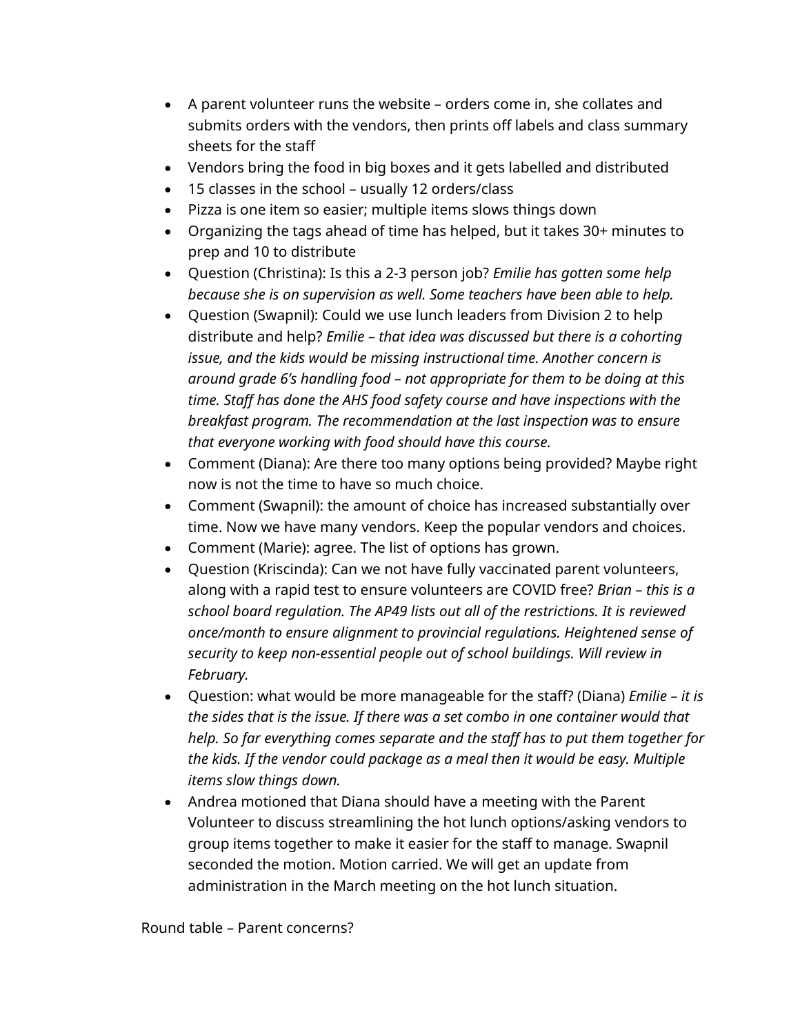- A parent volunteer runs the website – orders come in, she collates and submits orders with the vendors, then prints off labels and class summary sheets for the staff
- Vendors bring the food in big boxes and it gets labelled and distributed
- 15 classes in the school – usually 12 orders/class
- Pizza is one item so easier; multiple items slows things down
- Organizing the tags ahead of time has helped, but it takes 30+ minutes to prep and 10 to distribute
- Question (Christina): Is this a 2-3 person job? *Emilie has gotten some help because she is on supervision as well. Some teachers have been able to help.*
- Question (Swapnil): Could we use lunch leaders from Division 2 to help distribute and help? *Emilie – that idea was discussed but there is a cohorting issue, and the kids would be missing instructional time. Another concern is around grade 6's handling food – not appropriate for them to be doing at this time. Staff has done the AHS food safety course and have inspections with the breakfast program. The recommendation at the last inspection was to ensure that everyone working with food should have this course.*
- Comment (Diana): Are there too many options being provided? Maybe right now is not the time to have so much choice.
- Comment (Swapnil): the amount of choice has increased substantially over time. Now we have many vendors. Keep the popular vendors and choices.
- Comment (Marie): agree. The list of options has grown.
- Question (Kriscinda): Can we not have fully vaccinated parent volunteers, along with a rapid test to ensure volunteers are COVID free? *Brian – this is a school board regulation. The AP49 lists out all of the restrictions. It is reviewed once/month to ensure alignment to provincial regulations. Heightened sense of security to keep non-essential people out of school buildings. Will review in February.*
- Question: what would be more manageable for the staff? (Diana) *Emilie – it is the sides that is the issue. If there was a set combo in one container would that help. So far everything comes separate and the staff has to put them together for the kids. If the vendor could package as a meal then it would be easy. Multiple items slow things down.*
- Andrea motioned that Diana should have a meeting with the Parent Volunteer to discuss streamlining the hot lunch options/asking vendors to group items together to make it easier for the staff to manage. Swapnil seconded the motion. Motion carried. We will get an update from administration in the March meeting on the hot lunch situation.

Round table – Parent concerns?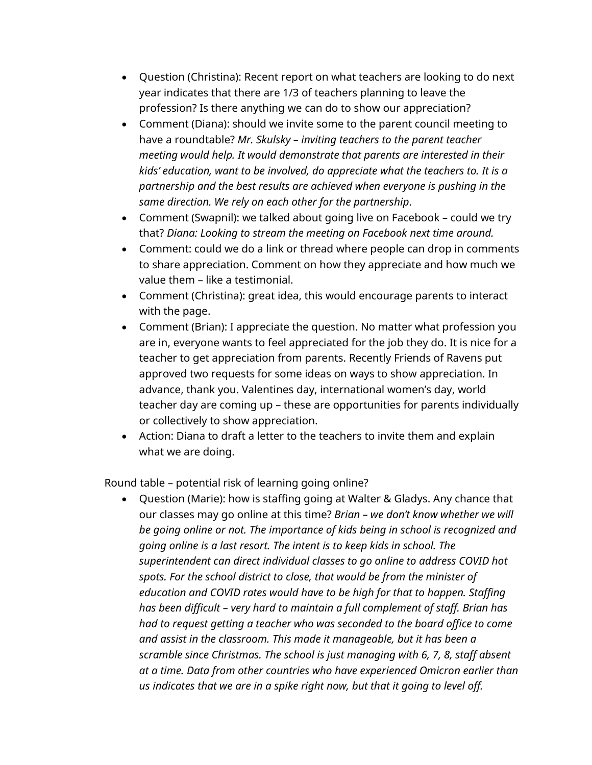- Question (Christina): Recent report on what teachers are looking to do next year indicates that there are 1/3 of teachers planning to leave the profession? Is there anything we can do to show our appreciation?
- Comment (Diana): should we invite some to the parent council meeting to have a roundtable? *Mr. Skulsky – inviting teachers to the parent teacher meeting would help. It would demonstrate that parents are interested in their kids' education, want to be involved, do appreciate what the teachers to. It is a partnership and the best results are achieved when everyone is pushing in the same direction. We rely on each other for the partnership*.
- Comment (Swapnil): we talked about going live on Facebook – could we try that? *Diana: Looking to stream the meeting on Facebook next time around.*
- Comment: could we do a link or thread where people can drop in comments to share appreciation. Comment on how they appreciate and how much we value them – like a testimonial.
- Comment (Christina): great idea, this would encourage parents to interact with the page.
- Comment (Brian): I appreciate the question. No matter what profession you are in, everyone wants to feel appreciated for the job they do. It is nice for a teacher to get appreciation from parents. Recently Friends of Ravens put approved two requests for some ideas on ways to show appreciation. In advance, thank you. Valentines day, international women's day, world teacher day are coming up – these are opportunities for parents individually or collectively to show appreciation.
- Action: Diana to draft a letter to the teachers to invite them and explain what we are doing.

Round table – potential risk of learning going online?

- Question (Marie): how is staffing going at Walter & Gladys. Any chance that our classes may go online at this time? *Brian – we don't know whether we will be going online or not. The importance of kids being in school is recognized and going online is a last resort. The intent is to keep kids in school. The superintendent can direct individual classes to go online to address COVID hot spots. For the school district to close, that would be from the minister of education and COVID rates would have to be high for that to happen. Staffing has been difficult – very hard to maintain a full complement of staff. Brian has had to request getting a teacher who was seconded to the board office to come and assist in the classroom. This made it manageable, but it has been a scramble since Christmas. The school is just managing with 6, 7, 8, staff absent at a time. Data from other countries who have experienced Omicron earlier than us indicates that we are in a spike right now, but that it going to level off.*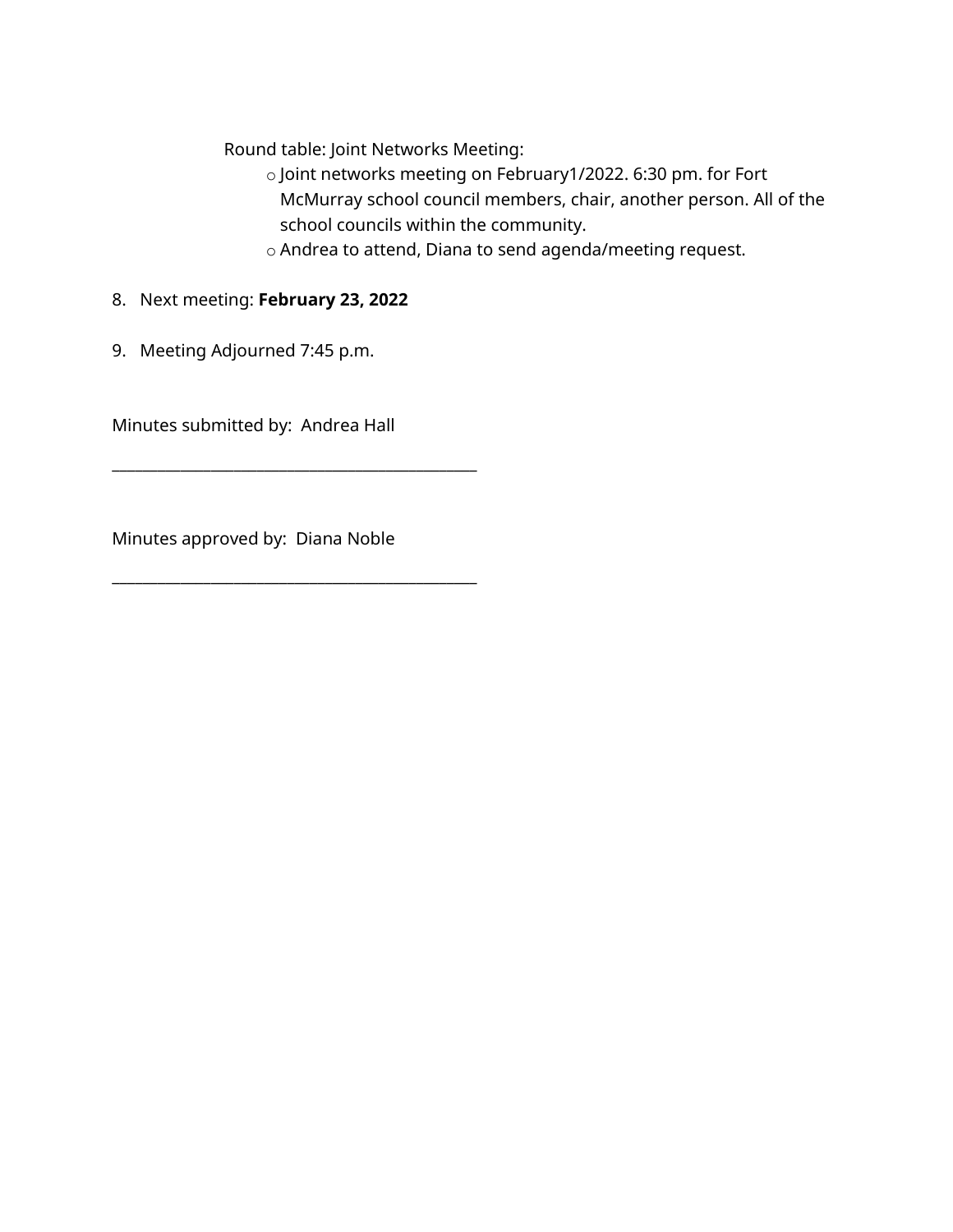Round table: Joint Networks Meeting:

- Joint networks meeting on February1/2022. 6:30 pm. for Fort McMurray school council members, chair, another person. All of the school councils within the community.
- Andrea to attend, Diana to send agenda/meeting request.

8. Next meeting: **February 23, 2022**

9. Meeting Adjourned 7:45 p.m.

Minutes submitted by: Andrea Hall

______________________________________________

Minutes approved by: Diana Noble

______________________________________________